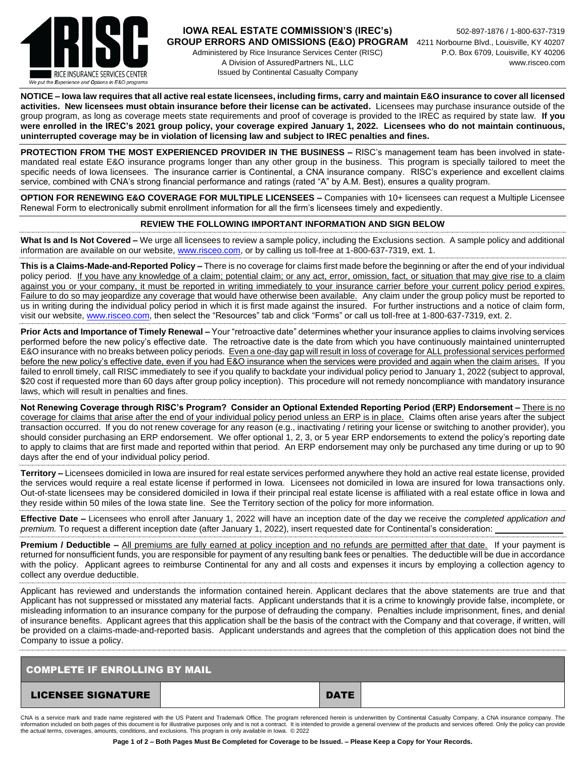RICE INSURANCE SERVICES CENTER
We put the Experience and Options in E&O programs

# IOWA REAL ESTATE COMMISSION'S (IREC's) GROUP ERRORS AND OMISSIONS (E&O) PROGRAM

Administered by Rice Insurance Services Center (RISC)
A Division of AssuredPartners NL, LLC
Issued by Continental Casualty Company

502-897-1876 / 1-800-637-7319
4211 Norbourne Blvd., Louisville, KY 40207
P.O. Box 6709, Louisville, KY 40206
www.risceo.com

**NOTICE – Iowa law requires that all active real estate licensees, including firms, carry and maintain E&O insurance to cover all licensed activities. New licensees must obtain insurance before their license can be activated.** Licensees may purchase insurance outside of the group program, as long as coverage meets state requirements and proof of coverage is provided to the IREC as required by state law. **If you were enrolled in the IREC's 2021 group policy, your coverage expired January 1, 2022. Licensees who do not maintain continuous, uninterrupted coverage may be in violation of licensing law and subject to IREC penalties and fines.**

**PROTECTION FROM THE MOST EXPERIENCED PROVIDER IN THE BUSINESS –** RISC's management team has been involved in state-mandated real estate E&O insurance programs longer than any other group in the business. This program is specially tailored to meet the specific needs of Iowa licensees. The insurance carrier is Continental, a CNA insurance company. RISC's experience and excellent claims service, combined with CNA's strong financial performance and ratings (rated "A" by A.M. Best), ensures a quality program.

**OPTION FOR RENEWING E&O COVERAGE FOR MULTIPLE LICENSEES –** Companies with 10+ licensees can request a Multiple Licensee Renewal Form to electronically submit enrollment information for all the firm's licensees timely and expediently.

## REVIEW THE FOLLOWING IMPORTANT INFORMATION AND SIGN BELOW

**What Is and Is Not Covered –** We urge all licensees to review a sample policy, including the Exclusions section. A sample policy and additional information are available on our website, www.risceo.com, or by calling us toll-free at 1-800-637-7319, ext. 1.

**This is a Claims-Made-and-Reported Policy –** There is no coverage for claims first made before the beginning or after the end of your individual policy period. If you have any knowledge of a claim; potential claim; or any act, error, omission, fact, or situation that may give rise to a claim against you or your company, it must be reported in writing immediately to your insurance carrier before your current policy period expires. Failure to do so may jeopardize any coverage that would have otherwise been available. Any claim under the group policy must be reported to us in writing during the individual policy period in which it is first made against the insured. For further instructions and a notice of claim form, visit our website, www.risceo.com, then select the "Resources" tab and click "Forms" or call us toll-free at 1-800-637-7319, ext. 2.

**Prior Acts and Importance of Timely Renewal –** Your "retroactive date" determines whether your insurance applies to claims involving services performed before the new policy's effective date. The retroactive date is the date from which you have continuously maintained uninterrupted E&O insurance with no breaks between policy periods. Even a one-day gap will result in loss of coverage for ALL professional services performed before the new policy's effective date, even if you had E&O insurance when the services were provided and again when the claim arises. If you failed to enroll timely, call RISC immediately to see if you qualify to backdate your individual policy period to January 1, 2022 (subject to approval, $20 cost if requested more than 60 days after group policy inception). This procedure will not remedy noncompliance with mandatory insurance laws, which will result in penalties and fines.

**Not Renewing Coverage through RISC's Program? Consider an Optional Extended Reporting Period (ERP) Endorsement –** There is no coverage for claims that arise after the end of your individual policy period unless an ERP is in place. Claims often arise years after the subject transaction occurred. If you do not renew coverage for any reason (e.g., inactivating / retiring your license or switching to another provider), you should consider purchasing an ERP endorsement. We offer optional 1, 2, 3, or 5 year ERP endorsements to extend the policy's reporting date to apply to claims that are first made and reported within that period. An ERP endorsement may only be purchased any time during or up to 90 days after the end of your individual policy period.

**Territory –** Licensees domiciled in Iowa are insured for real estate services performed anywhere they hold an active real estate license, provided the services would require a real estate license if performed in Iowa. Licensees not domiciled in Iowa are insured for Iowa transactions only. Out-of-state licensees may be considered domiciled in Iowa if their principal real estate license is affiliated with a real estate office in Iowa and they reside within 50 miles of the Iowa state line. See the Territory section of the policy for more information.

**Effective Date –** Licensees who enroll after January 1, 2022 will have an inception date of the day we receive the *completed application and premium.* To request a different inception date (after January 1, 2022), insert requested date for Continental's consideration: ______________

**Premium / Deductible –** All premiums are fully earned at policy inception and no refunds are permitted after that date. If your payment is returned for nonsufficient funds, you are responsible for payment of any resulting bank fees or penalties. The deductible will be due in accordance with the policy. Applicant agrees to reimburse Continental for any and all costs and expenses it incurs by employing a collection agency to collect any overdue deductible.

Applicant has reviewed and understands the information contained herein. Applicant declares that the above statements are true and that Applicant has not suppressed or misstated any material facts. Applicant understands that it is a crime to knowingly provide false, incomplete, or misleading information to an insurance company for the purpose of defrauding the company. Penalties include imprisonment, fines, and denial of insurance benefits. Applicant agrees that this application shall be the basis of the contract with the Company and that coverage, if written, will be provided on a claims-made-and-reported basis. Applicant understands and agrees that the completion of this application does not bind the Company to issue a policy.

| COMPLETE IF ENROLLING BY MAIL | | | |
|---|---|---|---|
| LICENSEE SIGNATURE | | DATE | |

CNA is a service mark and trade name registered with the US Patent and Trademark Office. The program referenced herein is underwritten by Continental Casualty Company, a CNA insurance company. The information included on both pages of this document is for illustrative purposes only and is not a contract. It is intended to provide a general overview of the products and services offered. Only the policy can provide the actual terms, coverages, amounts, conditions, and exclusions. This program is only available in Iowa. © 2022

**Both Pages Must Be Completed for Coverage to be Issued. – Please Keep a Copy for Your Records.**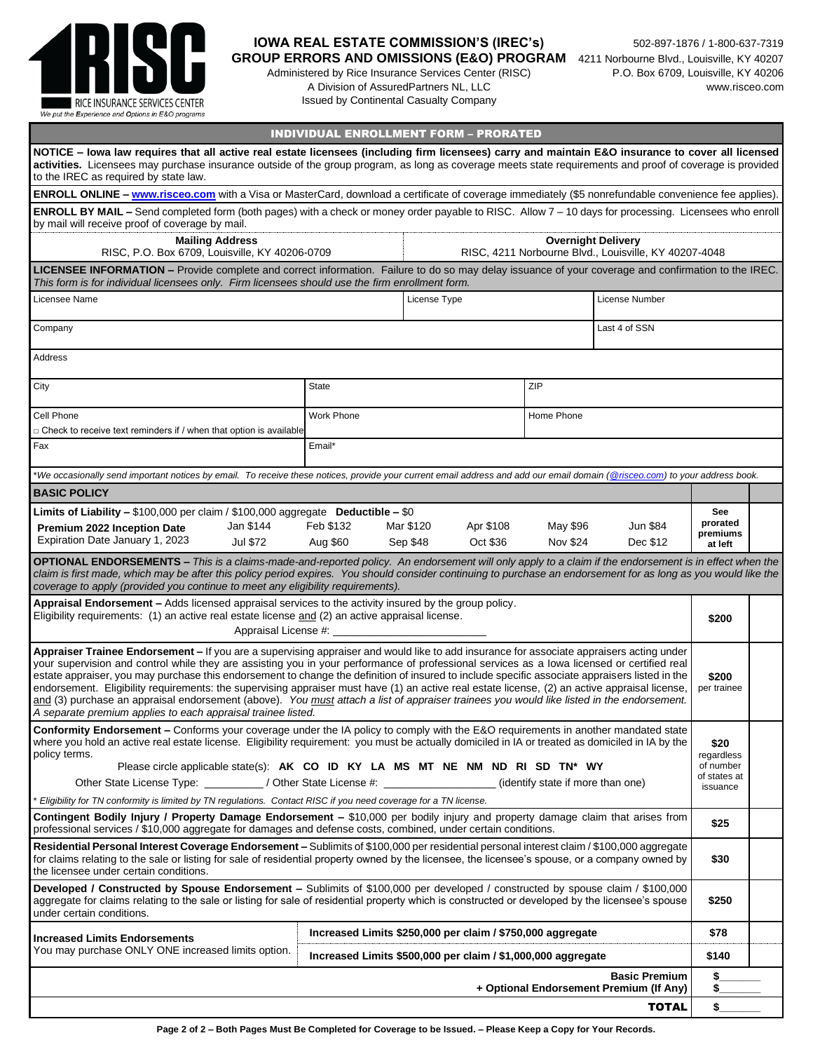RICE INSURANCE SERVICES CENTER
We put the Experience and Options in E&O programs

# IOWA REAL ESTATE COMMISSION'S (IREC's) GROUP ERRORS AND OMISSIONS (E&O) PROGRAM

Administered by Rice Insurance Services Center (RISC)
A Division of AssuredPartners NL, LLC
Issued by Continental Casualty Company

502-897-1876 / 1-800-637-7319
4211 Norbourne Blvd., Louisville, KY 40207
P.O. Box 6709, Louisville, KY 40206
www.risceo.com

## INDIVIDUAL ENROLLMENT FORM – PRORATED

**NOTICE – Iowa law requires that all active real estate licensees (including firm licensees) carry and maintain E&O insurance to cover all licensed activities.** Licensees may purchase insurance outside of the group program, as long as coverage meets state requirements and proof of coverage is provided to the IREC as required by state law.

**ENROLL ONLINE – www.risceo.com** with a Visa or MasterCard, download a certificate of coverage immediately ($5 nonrefundable convenience fee applies).

**ENROLL BY MAIL –** Send completed form (both pages) with a check or money order payable to RISC. Allow 7 – 10 days for processing. Licensees who enroll by mail will receive proof of coverage by mail.

| **Mailing Address** | **Overnight Delivery** |
|---|---|
| RISC, P.O. Box 6709, Louisville, KY 40206-0709 | RISC, 4211 Norbourne Blvd., Louisville, KY 40207-4048 |

**LICENSEE INFORMATION –** Provide complete and correct information. Failure to do so may delay issuance of your coverage and confirmation to the IREC. *This form is for individual licensees only. Firm licensees should use the firm enrollment form.*

| | | |
|---|---|---|
| Licensee Name | License Type | License Number |
| Company | | Last 4 of SSN |
| Address | | |
| City | State | ZIP |
| Cell Phone<br>□ Check to receive text reminders if / when that option is available | Work Phone | Home Phone |
| Fax | Email* | |

*We occasionally send important notices by email. To receive these notices, provide your current email address and add our email domain (@risceo.com) to your address book.*

## BASIC POLICY

**Limits of Liability –** $100,000 per claim / $100,000 aggregate **Deductible –** $0

| **Premium 2022 Inception Date**<br>Expiration Date January 1, 2023 | | | | | | | **See prorated premiums at left** | |
|---|---|---|---|---|---|---|---|---|
| | Jan $144 | Feb $132 | Mar $120 | Apr $108 | May $96 | Jun $84 | | |
| | Jul $72 | Aug $60 | Sep $48 | Oct $36 | Nov $24 | Dec $12 | | |

**OPTIONAL ENDORSEMENTS –** *This is a claims-made-and-reported policy. An endorsement will only apply to a claim if the endorsement is in effect when the claim is first made, which may be after this policy period expires. You should consider continuing to purchase an endorsement for as long as you would like the coverage to apply (provided you continue to meet any eligibility requirements).*

| Endorsement | Premium | |
|---|---|---|
| **Appraisal Endorsement –** Adds licensed appraisal services to the activity insured by the group policy. Eligibility requirements: (1) an active real estate license and (2) an active appraisal license.<br>Appraisal License #: ______________________ | $200 | |
| **Appraiser Trainee Endorsement –** If you are a supervising appraiser and would like to add insurance for associate appraisers acting under your supervision and control while they are assisting you in your performance of professional services as a Iowa licensed or certified real estate appraiser, you may purchase this endorsement to change the definition of insured to include specific associate appraisers listed in the endorsement. Eligibility requirements: the supervising appraiser must have (1) an active real estate license, (2) an active appraisal license, and (3) purchase an appraisal endorsement (above). *You must attach a list of appraiser trainees you would like listed in the endorsement. A separate premium applies to each appraisal trainee listed.* | $200 per trainee | |
| **Conformity Endorsement –** Conforms your coverage under the IA policy to comply with the E&O requirements in another mandated state where you hold an active real estate license. Eligibility requirement: you must be actually domiciled in IA or treated as domiciled in IA by the policy terms.<br>Please circle applicable state(s): **AK CO ID KY LA MS MT NE NM ND RI SD TN\* WY**<br>Other State License Type: __________ / Other State License #: ____________ (identify state if more than one)<br>*\* Eligibility for TN conformity is limited by TN regulations. Contact RISC if you need coverage for a TN license.* | $20 regardless of number of states at issuance | |
| **Contingent Bodily Injury / Property Damage Endorsement –** $10,000 per bodily injury and property damage claim that arises from professional services / $10,000 aggregate for damages and defense costs, combined, under certain conditions. | $25 | |
| **Residential Personal Interest Coverage Endorsement –** Sublimits of $100,000 per residential personal interest claim / $100,000 aggregate for claims relating to the sale or listing for sale of residential property owned by the licensee, the licensee's spouse, or a company owned by the licensee under certain conditions. | $30 | |
| **Developed / Constructed by Spouse Endorsement –** Sublimits of $100,000 per developed / constructed by spouse claim / $100,000 aggregate for claims relating to the sale or listing for sale of residential property which is constructed or developed by the licensee's spouse under certain conditions. | $250 | |
| **Increased Limits Endorsements**<br>You may purchase ONLY ONE increased limits option. — **Increased Limits $250,000 per claim / $750,000 aggregate** | $78 | |
| **Increased Limits $500,000 per claim / $1,000,000 aggregate** | $140 | |
| **Basic Premium** | $_______ | |
| **+ Optional Endorsement Premium (If Any)** | $_______ | |
| **TOTAL** | $_______ | |

**Page 2 of 2 – Both Pages Must Be Completed for Coverage to be Issued. – Please Keep a Copy for Your Records.**